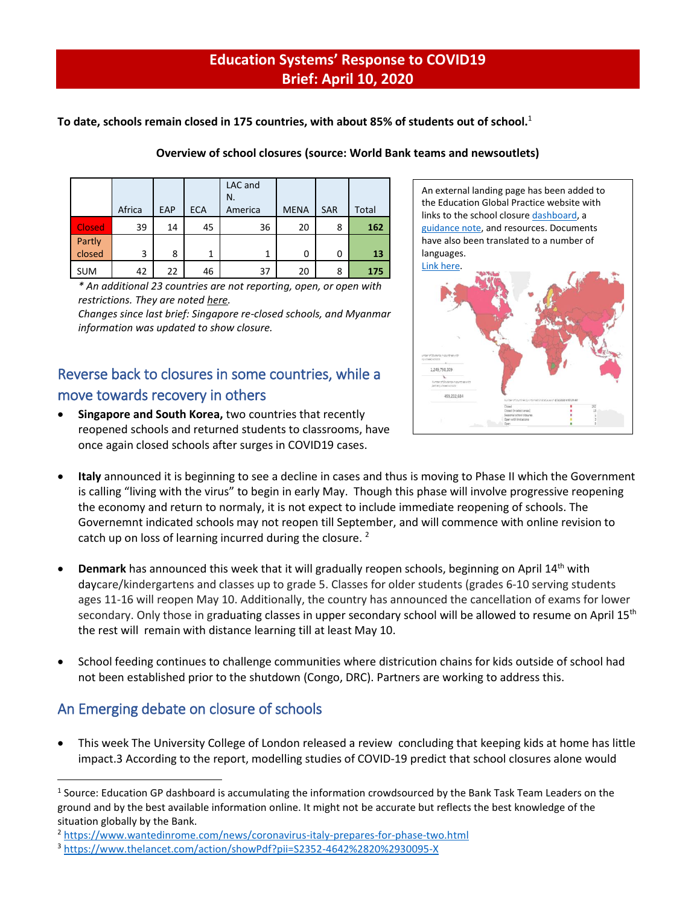# Education Systems' Response to COVID19
## Brief: April 10, 2020

**To date, schools remain closed in 175 countries, with about 85% of students out of school.**[1]

**Overview of school closures (source: World Bank teams and newsoutlets)**

| | Africa | EAP | ECA | LAC and N. America | MENA | SAR | Total |
|---|---|---|---|---|---|---|---|
| Closed | 39 | 14 | 45 | 36 | 20 | 8 | **162** |
| Partly closed | 3 | 8 | 1 | 1 | 0 | 0 | **13** |
| SUM | 42 | 22 | 46 | 37 | 20 | 8 | **175** |

*\* An additional 23 countries are not reporting, open, or open with restrictions. They are noted here.*

*Changes since last brief: Singapore re-closed schools, and Myanmar information was updated to show closure.*

An external landing page has been added to the Education Global Practice website with links to the school closure dashboard, a guidance note, and resources. Documents have also been translated to a number of languages. Link here.

## Reverse back to closures in some countries, while a move towards recovery in others

- **Singapore and South Korea,** two countries that recently reopened schools and returned students to classrooms, have once again closed schools after surges in COVID19 cases.

- **Italy** announced it is beginning to see a decline in cases and thus is moving to Phase II which the Government is calling "living with the virus" to begin in early May. Though this phase will involve progressive reopening the economy and return to normaly, it is not expect to include immediate reopening of schools. The Governemnt indicated schools may not reopen till September, and will commence with online revision to catch up on loss of learning incurred during the closure.[2]

- **Denmark** has announced this week that it will gradually reopen schools, beginning on April 14th with daycare/kindergartens and classes up to grade 5. Classes for older students (grades 6-10 serving students ages 11-16 will reopen May 10. Additionally, the country has announced the cancellation of exams for lower secondary. Only those in graduating classes in upper secondary school will be allowed to resume on April 15th the rest will remain with distance learning till at least May 10.

- School feeding continues to challenge communities where districution chains for kids outside of school had not been established prior to the shutdown (Congo, DRC). Partners are working to address this.

## An Emerging debate on closure of schools

- This week The University College of London released a review concluding that keeping kids at home has little impact.3 According to the report, modelling studies of COVID-19 predict that school closures alone would

---

[1] Source: Education GP dashboard is accumulating the information crowdsourced by the Bank Task Team Leaders on the ground and by the best available information online. It might not be accurate but reflects the best knowledge of the situation globally by the Bank.

[2] https://www.wantedinrome.com/news/coronavirus-italy-prepares-for-phase-two.html

[3] https://www.thelancet.com/action/showPdf?pii=S2352-4642%2820%2930095-X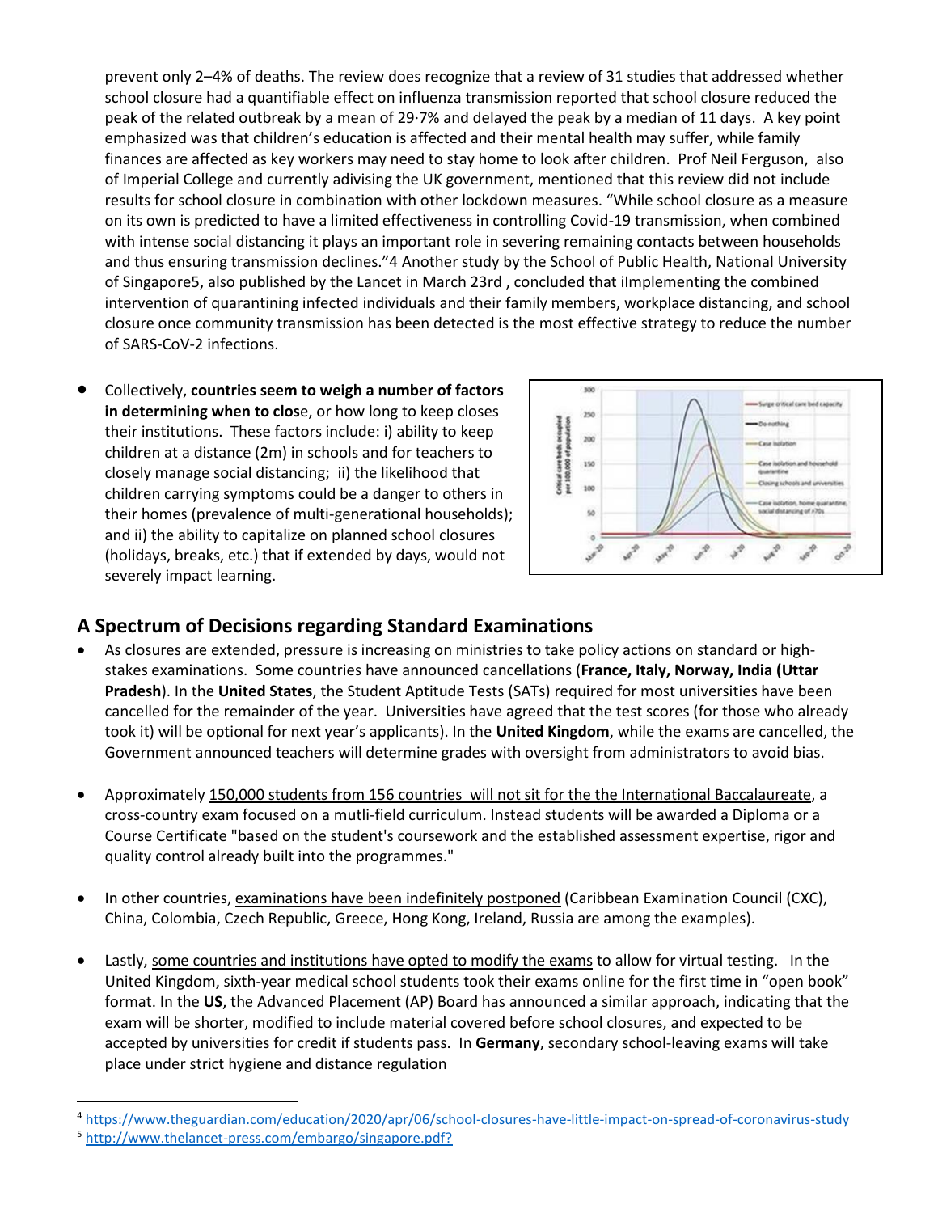prevent only 2–4% of deaths. The review does recognize that a review of 31 studies that addressed whether school closure had a quantifiable effect on influenza transmission reported that school closure reduced the peak of the related outbreak by a mean of 29·7% and delayed the peak by a median of 11 days. A key point emphasized was that children's education is affected and their mental health may suffer, while family finances are affected as key workers may need to stay home to look after children. Prof Neil Ferguson, also of Imperial College and currently adivising the UK government, mentioned that this review did not include results for school closure in combination with other lockdown measures. "While school closure as a measure on its own is predicted to have a limited effectiveness in controlling Covid-19 transmission, when combined with intense social distancing it plays an important role in severing remaining contacts between households and thus ensuring transmission declines."[4] Another study by the School of Public Health, National University of Singapore[5], also published by the Lancet in March 23rd , concluded that iImplementing the combined intervention of quarantining infected individuals and their family members, workplace distancing, and school closure once community transmission has been detected is the most effective strategy to reduce the number of SARS-CoV-2 infections.

- Collectively, **countries seem to weigh a number of factors in determining when to clos**e, or how long to keep closes their institutions. These factors include: i) ability to keep children at a distance (2m) in schools and for teachers to closely manage social distancing; ii) the likelihood that children carrying symptoms could be a danger to others in their homes (prevalence of multi-generational households); and ii) the ability to capitalize on planned school closures (holidays, breaks, etc.) that if extended by days, would not severely impact learning.

Critical care beds occupied per 100,000 of population
300
250
200
150
100
50
0
Mar-20
Apr-20
May-20
Jun-20
Jul-20
Aug-20
Sep-20
Oct-20
Surge critical care bed capacity
Do nothing
Case isolation
Case isolation and household quarantine
Closing schools and universities
Case isolation, home quarantine, social distancing of >70s

## A Spectrum of Decisions regarding Standard Examinations

- As closures are extended, pressure is increasing on ministries to take policy actions on standard or high-stakes examinations. Some countries have announced cancellations (**France, Italy, Norway, India (Uttar Pradesh**). In the **United States**, the Student Aptitude Tests (SATs) required for most universities have been cancelled for the remainder of the year. Universities have agreed that the test scores (for those who already took it) will be optional for next year's applicants). In the **United Kingdom**, while the exams are cancelled, the Government announced teachers will determine grades with oversight from administrators to avoid bias.

- Approximately 150,000 students from 156 countries will not sit for the the International Baccalaureate, a cross-country exam focused on a mutli-field curriculum. Instead students will be awarded a Diploma or a Course Certificate "based on the student's coursework and the established assessment expertise, rigor and quality control already built into the programmes."

- In other countries, examinations have been indefinitely postponed (Caribbean Examination Council (CXC), China, Colombia, Czech Republic, Greece, Hong Kong, Ireland, Russia are among the examples).

- Lastly, some countries and institutions have opted to modify the exams to allow for virtual testing. In the United Kingdom, sixth-year medical school students took their exams online for the first time in "open book" format. In the **US**, the Advanced Placement (AP) Board has announced a similar approach, indicating that the exam will be shorter, modified to include material covered before school closures, and expected to be accepted by universities for credit if students pass. In **Germany**, secondary school-leaving exams will take place under strict hygiene and distance regulation

[4] https://www.theguardian.com/education/2020/apr/06/school-closures-have-little-impact-on-spread-of-coronavirus-study

[5] http://www.thelancet-press.com/embargo/singapore.pdf?